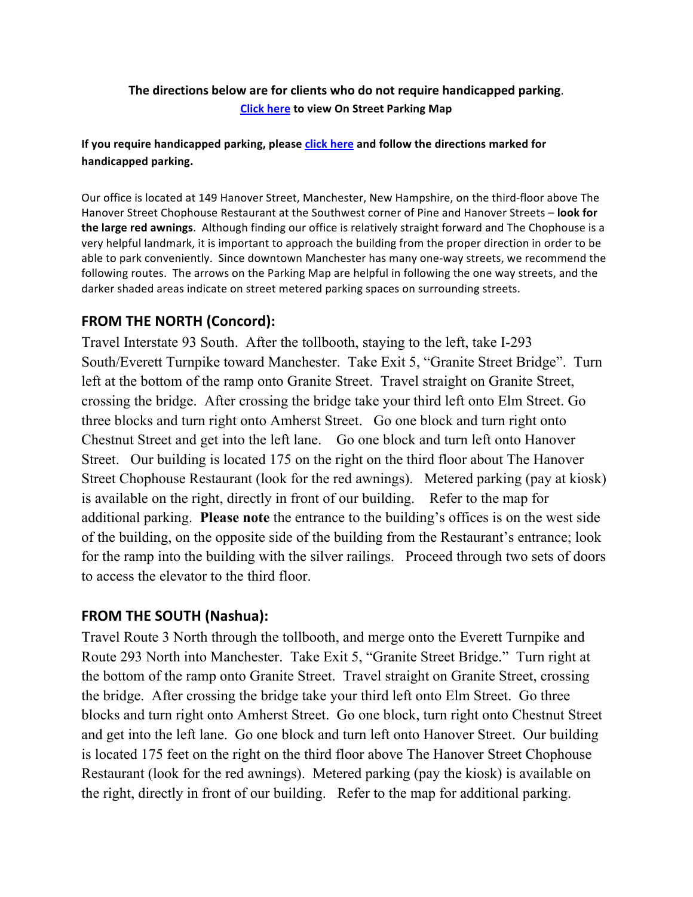**The directions below are for clients who do not require handicapped parking**.

**Click here to view On Street Parking Map**

**If you require handicapped parking, please click here and follow the directions marked for handicapped parking.**

Our office is located at 149 Hanover Street, Manchester, New Hampshire, on the third-floor above The Hanover Street Chophouse Restaurant at the Southwest corner of Pine and Hanover Streets – **look for the large red awnings**. Although finding our office is relatively straight forward and The Chophouse is a very helpful landmark, it is important to approach the building from the proper direction in order to be able to park conveniently. Since downtown Manchester has many one-way streets, we recommend the following routes. The arrows on the Parking Map are helpful in following the one way streets, and the darker shaded areas indicate on street metered parking spaces on surrounding streets.

## FROM THE NORTH (Concord):

Travel Interstate 93 South. After the tollbooth, staying to the left, take I-293 South/Everett Turnpike toward Manchester. Take Exit 5, "Granite Street Bridge". Turn left at the bottom of the ramp onto Granite Street. Travel straight on Granite Street, crossing the bridge. After crossing the bridge take your third left onto Elm Street. Go three blocks and turn right onto Amherst Street. Go one block and turn right onto Chestnut Street and get into the left lane. Go one block and turn left onto Hanover Street. Our building is located 175 on the right on the third floor about The Hanover Street Chophouse Restaurant (look for the red awnings). Metered parking (pay at kiosk) is available on the right, directly in front of our building. Refer to the map for additional parking. **Please note** the entrance to the building's offices is on the west side of the building, on the opposite side of the building from the Restaurant's entrance; look for the ramp into the building with the silver railings. Proceed through two sets of doors to access the elevator to the third floor.

## FROM THE SOUTH (Nashua):

Travel Route 3 North through the tollbooth, and merge onto the Everett Turnpike and Route 293 North into Manchester. Take Exit 5, "Granite Street Bridge." Turn right at the bottom of the ramp onto Granite Street. Travel straight on Granite Street, crossing the bridge. After crossing the bridge take your third left onto Elm Street. Go three blocks and turn right onto Amherst Street. Go one block, turn right onto Chestnut Street and get into the left lane. Go one block and turn left onto Hanover Street. Our building is located 175 feet on the right on the third floor above The Hanover Street Chophouse Restaurant (look for the red awnings). Metered parking (pay the kiosk) is available on the right, directly in front of our building. Refer to the map for additional parking.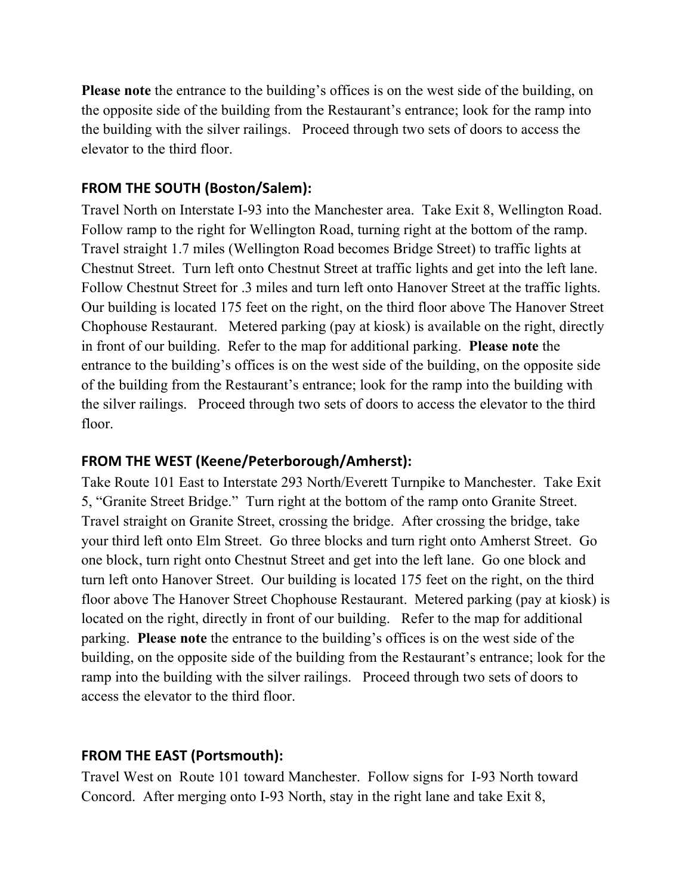**Please note** the entrance to the building's offices is on the west side of the building, on the opposite side of the building from the Restaurant's entrance; look for the ramp into the building with the silver railings. Proceed through two sets of doors to access the elevator to the third floor.

## FROM THE SOUTH (Boston/Salem):

Travel North on Interstate I-93 into the Manchester area. Take Exit 8, Wellington Road. Follow ramp to the right for Wellington Road, turning right at the bottom of the ramp. Travel straight 1.7 miles (Wellington Road becomes Bridge Street) to traffic lights at Chestnut Street. Turn left onto Chestnut Street at traffic lights and get into the left lane. Follow Chestnut Street for .3 miles and turn left onto Hanover Street at the traffic lights. Our building is located 175 feet on the right, on the third floor above The Hanover Street Chophouse Restaurant. Metered parking (pay at kiosk) is available on the right, directly in front of our building. Refer to the map for additional parking. **Please note** the entrance to the building's offices is on the west side of the building, on the opposite side of the building from the Restaurant's entrance; look for the ramp into the building with the silver railings. Proceed through two sets of doors to access the elevator to the third floor.

## FROM THE WEST (Keene/Peterborough/Amherst):

Take Route 101 East to Interstate 293 North/Everett Turnpike to Manchester. Take Exit 5, "Granite Street Bridge." Turn right at the bottom of the ramp onto Granite Street. Travel straight on Granite Street, crossing the bridge. After crossing the bridge, take your third left onto Elm Street. Go three blocks and turn right onto Amherst Street. Go one block, turn right onto Chestnut Street and get into the left lane. Go one block and turn left onto Hanover Street. Our building is located 175 feet on the right, on the third floor above The Hanover Street Chophouse Restaurant. Metered parking (pay at kiosk) is located on the right, directly in front of our building. Refer to the map for additional parking. **Please note** the entrance to the building's offices is on the west side of the building, on the opposite side of the building from the Restaurant's entrance; look for the ramp into the building with the silver railings. Proceed through two sets of doors to access the elevator to the third floor.

## FROM THE EAST (Portsmouth):

Travel West on Route 101 toward Manchester. Follow signs for I-93 North toward Concord. After merging onto I-93 North, stay in the right lane and take Exit 8,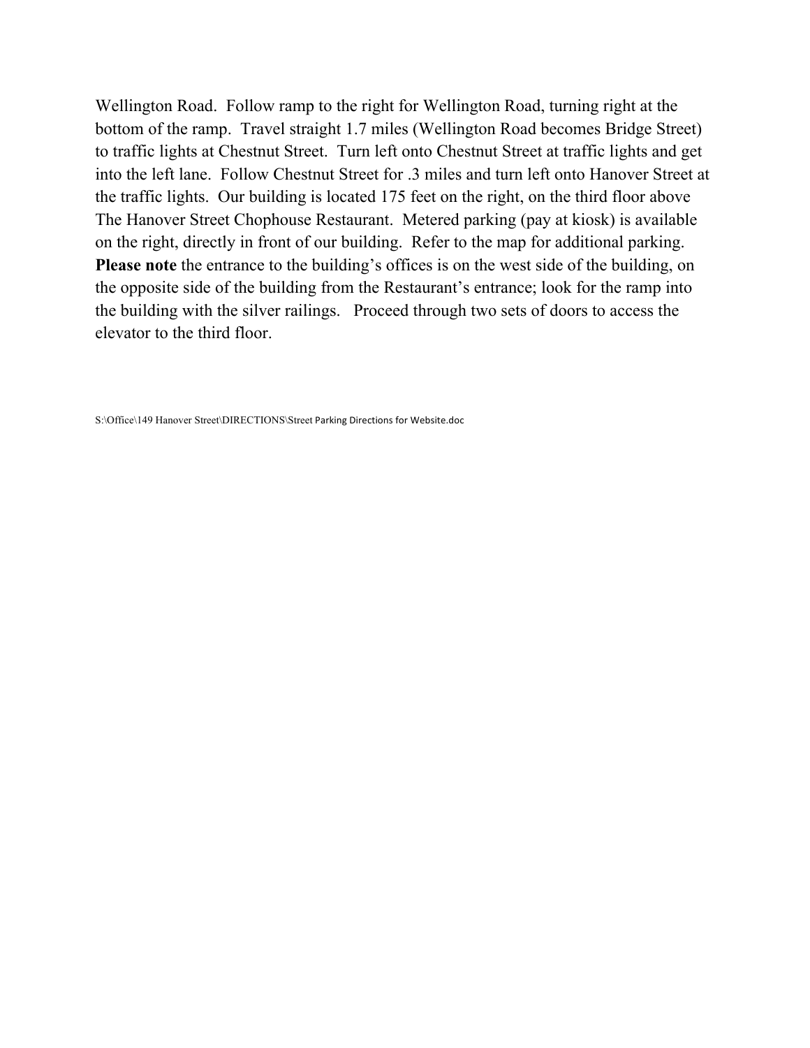Wellington Road. Follow ramp to the right for Wellington Road, turning right at the bottom of the ramp. Travel straight 1.7 miles (Wellington Road becomes Bridge Street) to traffic lights at Chestnut Street. Turn left onto Chestnut Street at traffic lights and get into the left lane. Follow Chestnut Street for .3 miles and turn left onto Hanover Street at the traffic lights. Our building is located 175 feet on the right, on the third floor above The Hanover Street Chophouse Restaurant. Metered parking (pay at kiosk) is available on the right, directly in front of our building. Refer to the map for additional parking. **Please note** the entrance to the building's offices is on the west side of the building, on the opposite side of the building from the Restaurant's entrance; look for the ramp into the building with the silver railings. Proceed through two sets of doors to access the elevator to the third floor.

S:\Office\149 Hanover Street\DIRECTIONS\Street Parking Directions for Website.doc